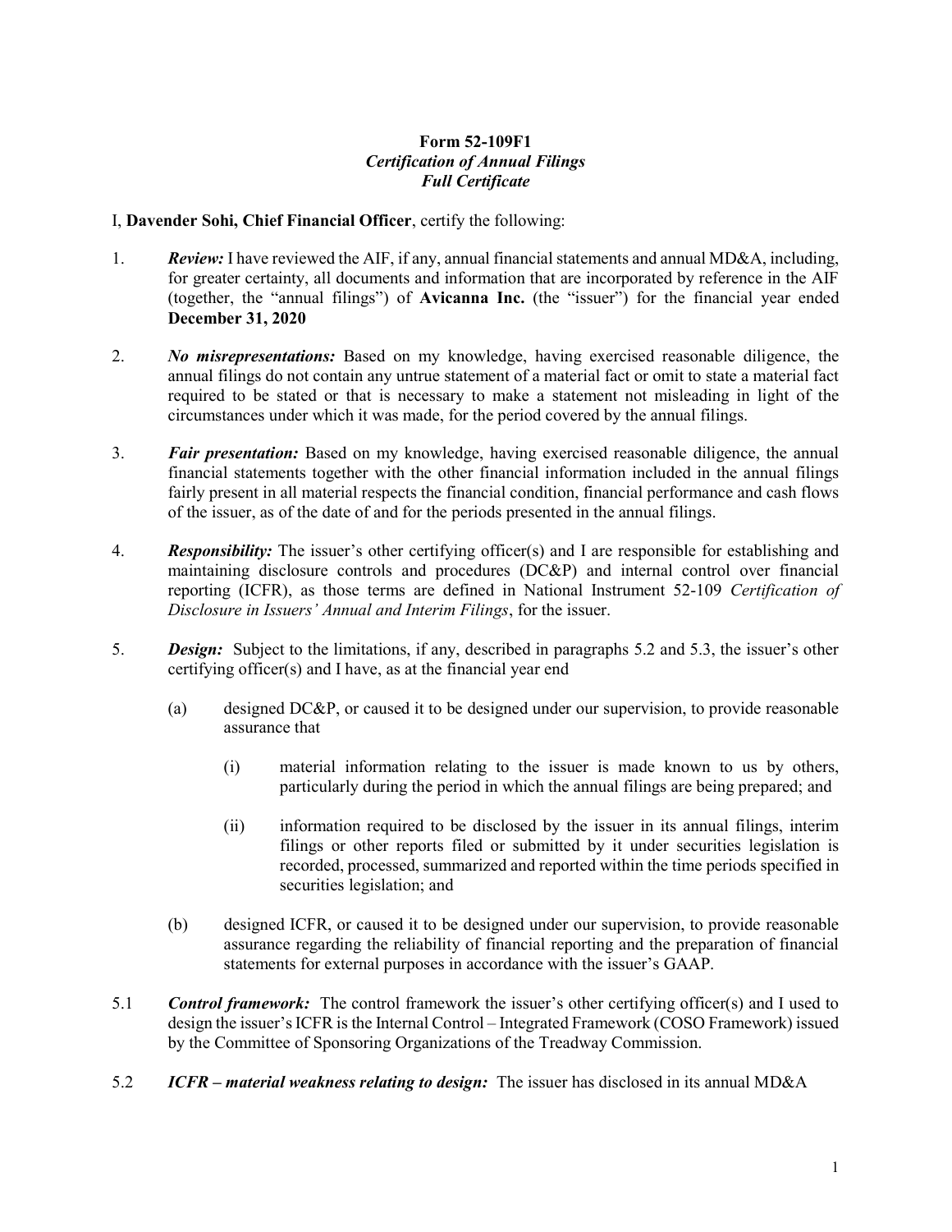**Form 52-109F1**
***Certification of Annual Filings***
***Full Certificate***

I, **Davender Sohi, Chief Financial Officer**, certify the following:

1. ***Review:*** I have reviewed the AIF, if any, annual financial statements and annual MD&A, including, for greater certainty, all documents and information that are incorporated by reference in the AIF (together, the "annual filings") of **Avicanna Inc.** (the "issuer") for the financial year ended **December 31, 2020**

2. ***No misrepresentations:*** Based on my knowledge, having exercised reasonable diligence, the annual filings do not contain any untrue statement of a material fact or omit to state a material fact required to be stated or that is necessary to make a statement not misleading in light of the circumstances under which it was made, for the period covered by the annual filings.

3. ***Fair presentation:*** Based on my knowledge, having exercised reasonable diligence, the annual financial statements together with the other financial information included in the annual filings fairly present in all material respects the financial condition, financial performance and cash flows of the issuer, as of the date of and for the periods presented in the annual filings.

4. ***Responsibility:*** The issuer's other certifying officer(s) and I are responsible for establishing and maintaining disclosure controls and procedures (DC&P) and internal control over financial reporting (ICFR), as those terms are defined in National Instrument 52-109 *Certification of Disclosure in Issuers' Annual and Interim Filings*, for the issuer.

5. ***Design:*** Subject to the limitations, if any, described in paragraphs 5.2 and 5.3, the issuer's other certifying officer(s) and I have, as at the financial year end

   (a) designed DC&P, or caused it to be designed under our supervision, to provide reasonable assurance that

      (i) material information relating to the issuer is made known to us by others, particularly during the period in which the annual filings are being prepared; and

      (ii) information required to be disclosed by the issuer in its annual filings, interim filings or other reports filed or submitted by it under securities legislation is recorded, processed, summarized and reported within the time periods specified in securities legislation; and

   (b) designed ICFR, or caused it to be designed under our supervision, to provide reasonable assurance regarding the reliability of financial reporting and the preparation of financial statements for external purposes in accordance with the issuer's GAAP.

5.1 ***Control framework:*** The control framework the issuer's other certifying officer(s) and I used to design the issuer's ICFR is the Internal Control – Integrated Framework (COSO Framework) issued by the Committee of Sponsoring Organizations of the Treadway Commission.

5.2 ***ICFR – material weakness relating to design:*** The issuer has disclosed in its annual MD&A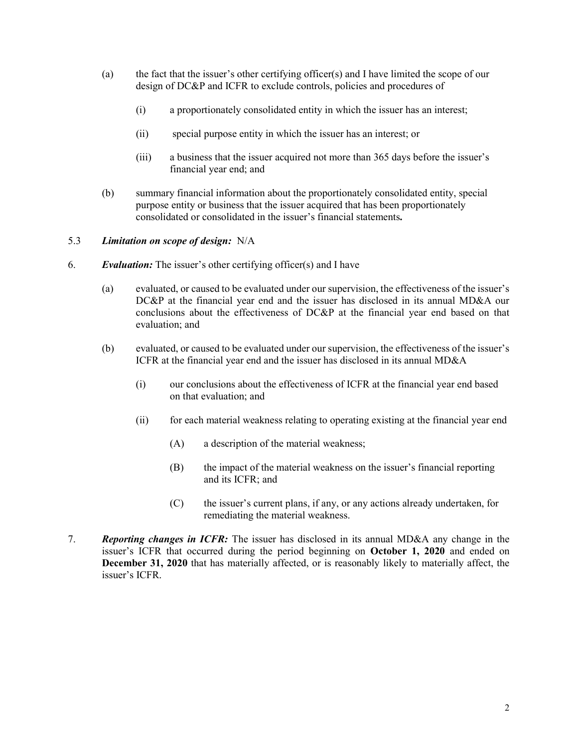(a) the fact that the issuer's other certifying officer(s) and I have limited the scope of our design of DC&P and ICFR to exclude controls, policies and procedures of

(i) a proportionately consolidated entity in which the issuer has an interest;

(ii) special purpose entity in which the issuer has an interest; or

(iii) a business that the issuer acquired not more than 365 days before the issuer's financial year end; and

(b) summary financial information about the proportionately consolidated entity, special purpose entity or business that the issuer acquired that has been proportionately consolidated or consolidated in the issuer's financial statements**.**

5.3 ***Limitation on scope of design:*** N/A

6. ***Evaluation:*** The issuer's other certifying officer(s) and I have

(a) evaluated, or caused to be evaluated under our supervision, the effectiveness of the issuer's DC&P at the financial year end and the issuer has disclosed in its annual MD&A our conclusions about the effectiveness of DC&P at the financial year end based on that evaluation; and

(b) evaluated, or caused to be evaluated under our supervision, the effectiveness of the issuer's ICFR at the financial year end and the issuer has disclosed in its annual MD&A

(i) our conclusions about the effectiveness of ICFR at the financial year end based on that evaluation; and

(ii) for each material weakness relating to operating existing at the financial year end

(A) a description of the material weakness;

(B) the impact of the material weakness on the issuer's financial reporting and its ICFR; and

(C) the issuer's current plans, if any, or any actions already undertaken, for remediating the material weakness.

7. ***Reporting changes in ICFR:*** The issuer has disclosed in its annual MD&A any change in the issuer's ICFR that occurred during the period beginning on **October 1, 2020** and ended on **December 31, 2020** that has materially affected, or is reasonably likely to materially affect, the issuer's ICFR.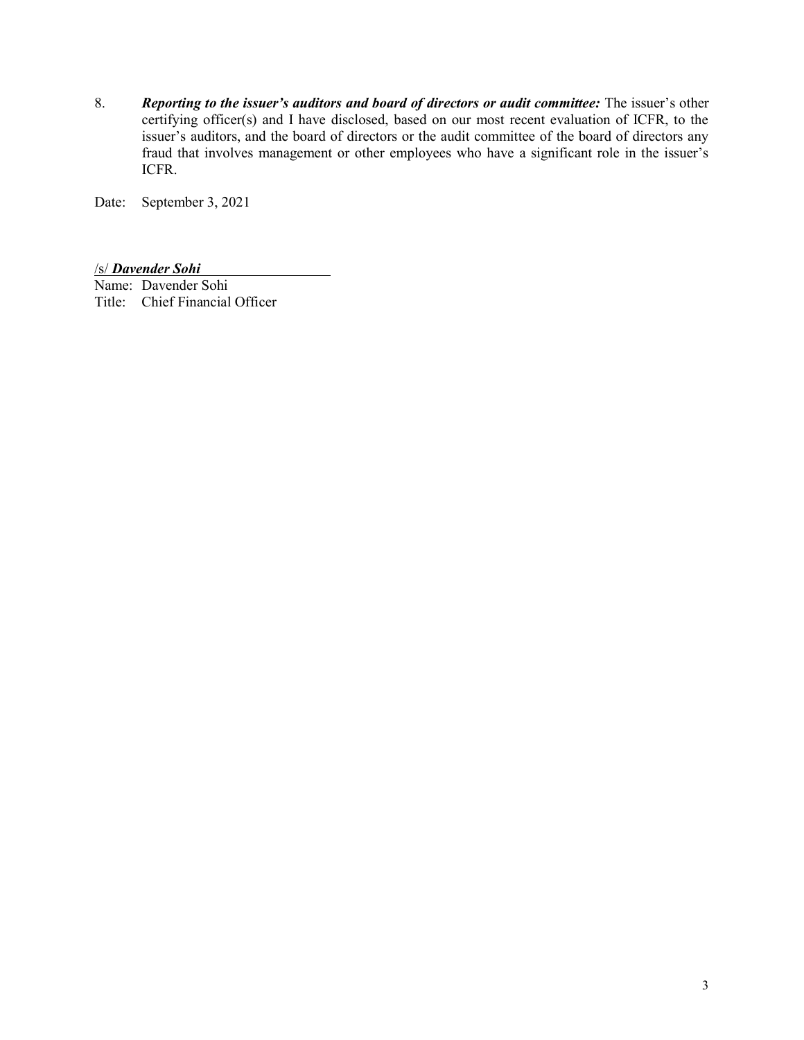8. ***Reporting to the issuer's auditors and board of directors or audit committee:*** The issuer's other certifying officer(s) and I have disclosed, based on our most recent evaluation of ICFR, to the issuer's auditors, and the board of directors or the audit committee of the board of directors any fraud that involves management or other employees who have a significant role in the issuer's ICFR.

Date: September 3, 2021

/s/ ***Davender Sohi***

Name: Davender Sohi
Title: Chief Financial Officer